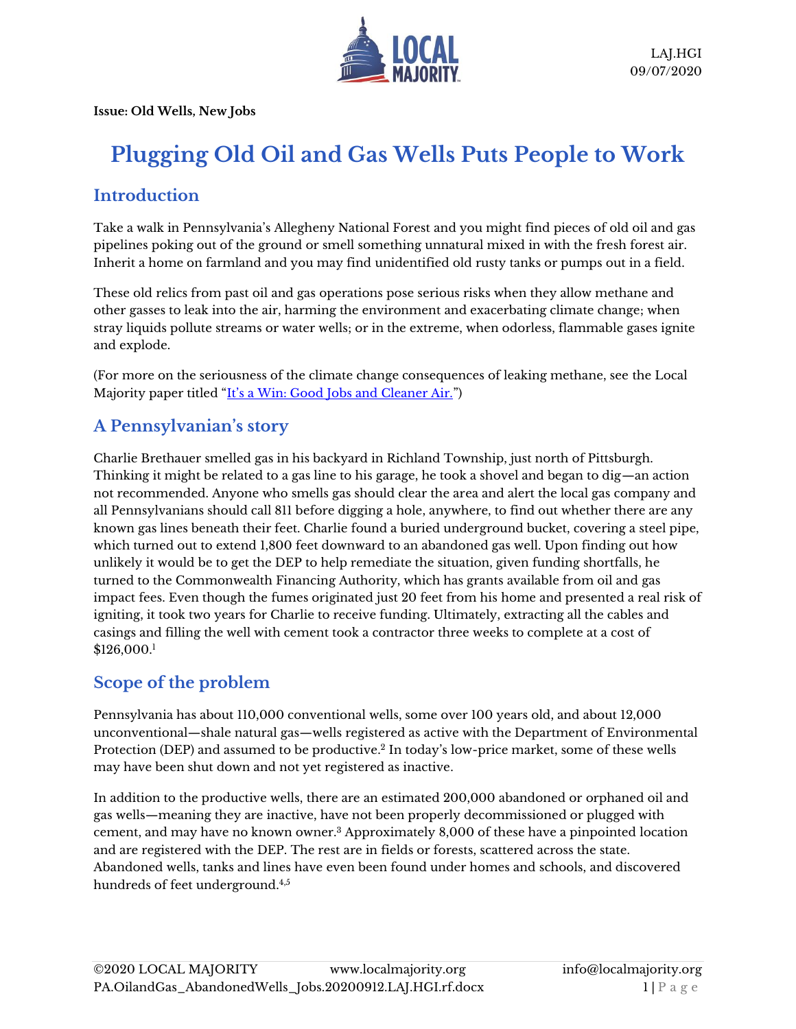LAJ.HGI
09/07/2020

**Issue: Old Wells, New Jobs**

# Plugging Old Oil and Gas Wells Puts People to Work

## Introduction

Take a walk in Pennsylvania's Allegheny National Forest and you might find pieces of old oil and gas pipelines poking out of the ground or smell something unnatural mixed in with the fresh forest air. Inherit a home on farmland and you may find unidentified old rusty tanks or pumps out in a field.

These old relics from past oil and gas operations pose serious risks when they allow methane and other gasses to leak into the air, harming the environment and exacerbating climate change; when stray liquids pollute streams or water wells; or in the extreme, when odorless, flammable gases ignite and explode.

(For more on the seriousness of the climate change consequences of leaking methane, see the Local Majority paper titled "[It's a Win: Good Jobs and Cleaner Air.](#)")

## A Pennsylvanian's story

Charlie Brethauer smelled gas in his backyard in Richland Township, just north of Pittsburgh. Thinking it might be related to a gas line to his garage, he took a shovel and began to dig—an action not recommended. Anyone who smells gas should clear the area and alert the local gas company and all Pennsylvanians should call 811 before digging a hole, anywhere, to find out whether there are any known gas lines beneath their feet. Charlie found a buried underground bucket, covering a steel pipe, which turned out to extend 1,800 feet downward to an abandoned gas well. Upon finding out how unlikely it would be to get the DEP to help remediate the situation, given funding shortfalls, he turned to the Commonwealth Financing Authority, which has grants available from oil and gas impact fees. Even though the fumes originated just 20 feet from his home and presented a real risk of igniting, it took two years for Charlie to receive funding. Ultimately, extracting all the cables and casings and filling the well with cement took a contractor three weeks to complete at a cost of $126,000.[1]

## Scope of the problem

Pennsylvania has about 110,000 conventional wells, some over 100 years old, and about 12,000 unconventional—shale natural gas—wells registered as active with the Department of Environmental Protection (DEP) and assumed to be productive.[2] In today's low-price market, some of these wells may have been shut down and not yet registered as inactive.

In addition to the productive wells, there are an estimated 200,000 abandoned or orphaned oil and gas wells—meaning they are inactive, have not been properly decommissioned or plugged with cement, and may have no known owner.[3] Approximately 8,000 of these have a pinpointed location and are registered with the DEP. The rest are in fields or forests, scattered across the state. Abandoned wells, tanks and lines have even been found under homes and schools, and discovered hundreds of feet underground.[4,5]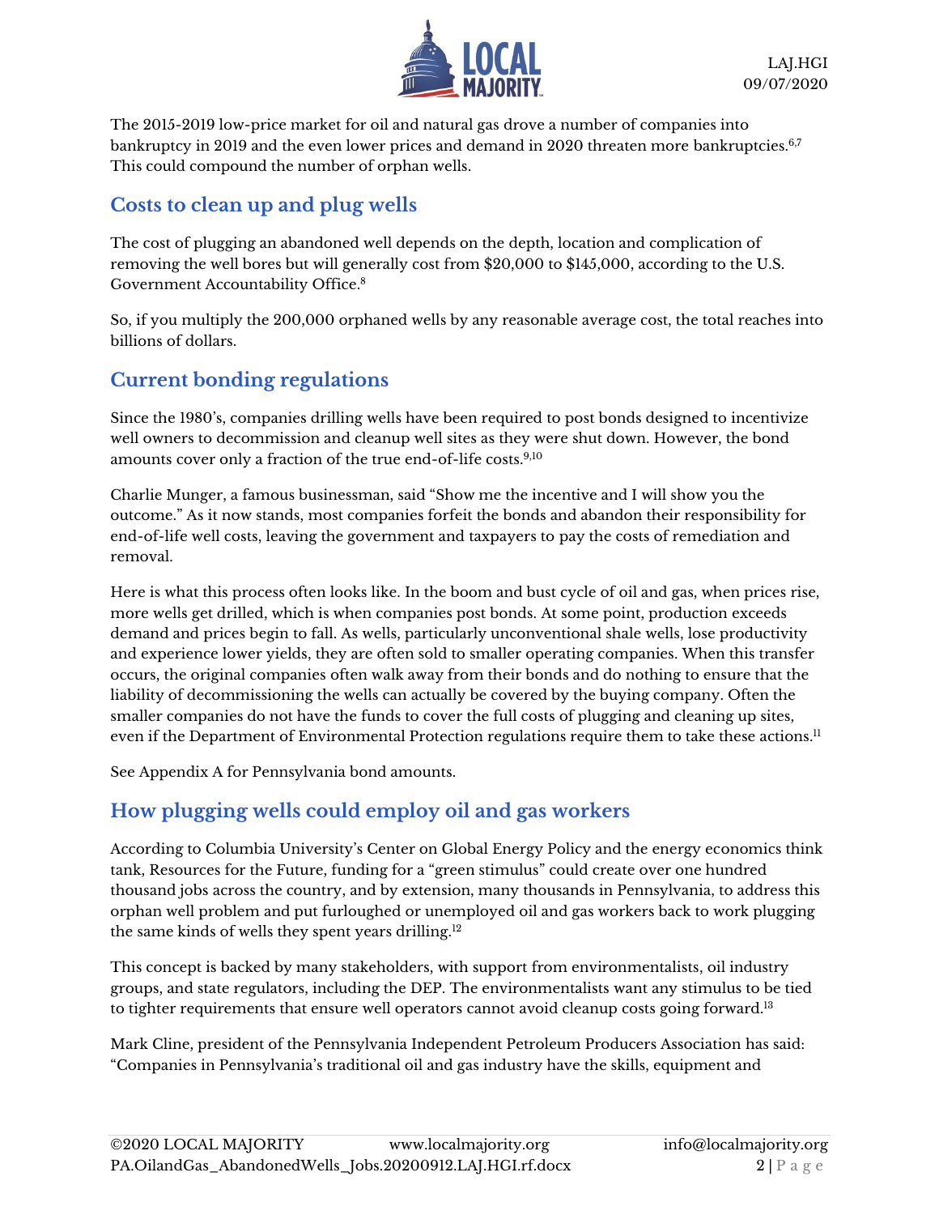The 2015-2019 low-price market for oil and natural gas drove a number of companies into bankruptcy in 2019 and the even lower prices and demand in 2020 threaten more bankruptcies.[6,7] This could compound the number of orphan wells.

## Costs to clean up and plug wells

The cost of plugging an abandoned well depends on the depth, location and complication of removing the well bores but will generally cost from $20,000 to $145,000, according to the U.S. Government Accountability Office.[8]

So, if you multiply the 200,000 orphaned wells by any reasonable average cost, the total reaches into billions of dollars.

## Current bonding regulations

Since the 1980's, companies drilling wells have been required to post bonds designed to incentivize well owners to decommission and cleanup well sites as they were shut down. However, the bond amounts cover only a fraction of the true end-of-life costs.[9,10]

Charlie Munger, a famous businessman, said "Show me the incentive and I will show you the outcome." As it now stands, most companies forfeit the bonds and abandon their responsibility for end-of-life well costs, leaving the government and taxpayers to pay the costs of remediation and removal.

Here is what this process often looks like. In the boom and bust cycle of oil and gas, when prices rise, more wells get drilled, which is when companies post bonds. At some point, production exceeds demand and prices begin to fall. As wells, particularly unconventional shale wells, lose productivity and experience lower yields, they are often sold to smaller operating companies. When this transfer occurs, the original companies often walk away from their bonds and do nothing to ensure that the liability of decommissioning the wells can actually be covered by the buying company. Often the smaller companies do not have the funds to cover the full costs of plugging and cleaning up sites, even if the Department of Environmental Protection regulations require them to take these actions.[11]

See Appendix A for Pennsylvania bond amounts.

## How plugging wells could employ oil and gas workers

According to Columbia University's Center on Global Energy Policy and the energy economics think tank, Resources for the Future, funding for a "green stimulus" could create over one hundred thousand jobs across the country, and by extension, many thousands in Pennsylvania, to address this orphan well problem and put furloughed or unemployed oil and gas workers back to work plugging the same kinds of wells they spent years drilling.[12]

This concept is backed by many stakeholders, with support from environmentalists, oil industry groups, and state regulators, including the DEP. The environmentalists want any stimulus to be tied to tighter requirements that ensure well operators cannot avoid cleanup costs going forward.[13]

Mark Cline, president of the Pennsylvania Independent Petroleum Producers Association has said: "Companies in Pennsylvania's traditional oil and gas industry have the skills, equipment and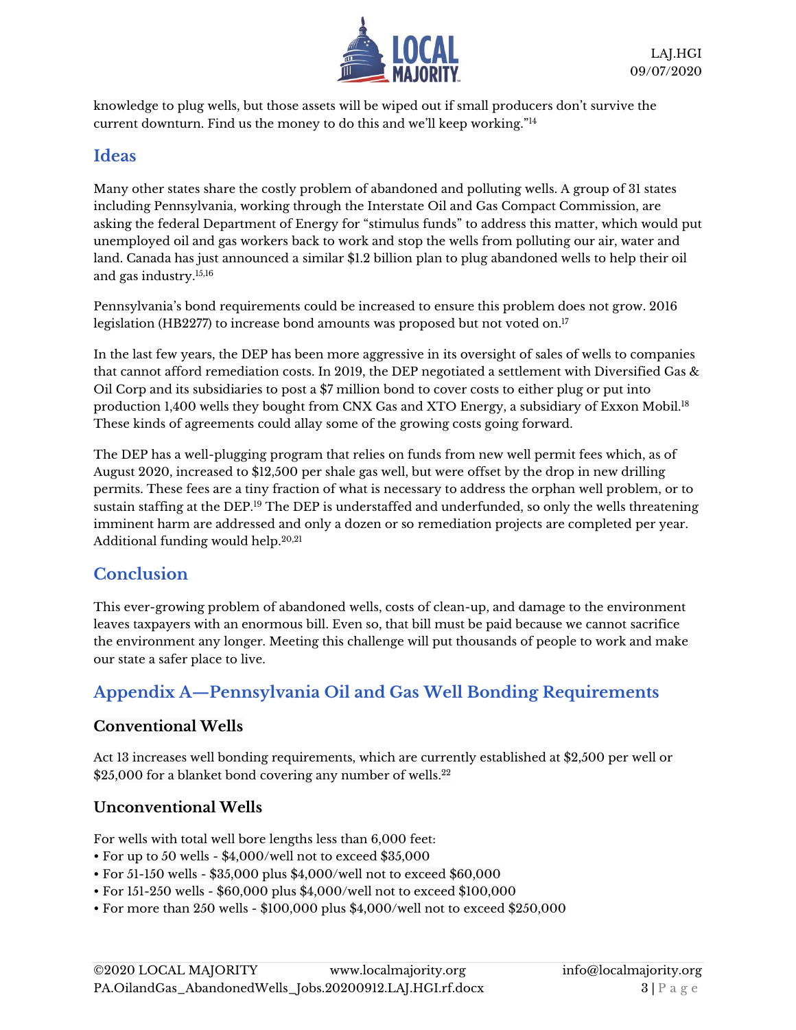knowledge to plug wells, but those assets will be wiped out if small producers don't survive the current downturn. Find us the money to do this and we'll keep working."[14]

## Ideas

Many other states share the costly problem of abandoned and polluting wells. A group of 31 states including Pennsylvania, working through the Interstate Oil and Gas Compact Commission, are asking the federal Department of Energy for "stimulus funds" to address this matter, which would put unemployed oil and gas workers back to work and stop the wells from polluting our air, water and land. Canada has just announced a similar $1.2 billion plan to plug abandoned wells to help their oil and gas industry.[15,16]

Pennsylvania's bond requirements could be increased to ensure this problem does not grow. 2016 legislation (HB2277) to increase bond amounts was proposed but not voted on.[17]

In the last few years, the DEP has been more aggressive in its oversight of sales of wells to companies that cannot afford remediation costs. In 2019, the DEP negotiated a settlement with Diversified Gas & Oil Corp and its subsidiaries to post a $7 million bond to cover costs to either plug or put into production 1,400 wells they bought from CNX Gas and XTO Energy, a subsidiary of Exxon Mobil.[18] These kinds of agreements could allay some of the growing costs going forward.

The DEP has a well-plugging program that relies on funds from new well permit fees which, as of August 2020, increased to $12,500 per shale gas well, but were offset by the drop in new drilling permits. These fees are a tiny fraction of what is necessary to address the orphan well problem, or to sustain staffing at the DEP.[19] The DEP is understaffed and underfunded, so only the wells threatening imminent harm are addressed and only a dozen or so remediation projects are completed per year. Additional funding would help.[20,21]

## Conclusion

This ever-growing problem of abandoned wells, costs of clean-up, and damage to the environment leaves taxpayers with an enormous bill. Even so, that bill must be paid because we cannot sacrifice the environment any longer. Meeting this challenge will put thousands of people to work and make our state a safer place to live.

## Appendix A—Pennsylvania Oil and Gas Well Bonding Requirements

### Conventional Wells

Act 13 increases well bonding requirements, which are currently established at $2,500 per well or $25,000 for a blanket bond covering any number of wells.[22]

### Unconventional Wells

For wells with total well bore lengths less than 6,000 feet:

- For up to 50 wells - $4,000/well not to exceed $35,000
- For 51-150 wells - $35,000 plus $4,000/well not to exceed $60,000
- For 151-250 wells - $60,000 plus $4,000/well not to exceed $100,000
- For more than 250 wells - $100,000 plus $4,000/well not to exceed $250,000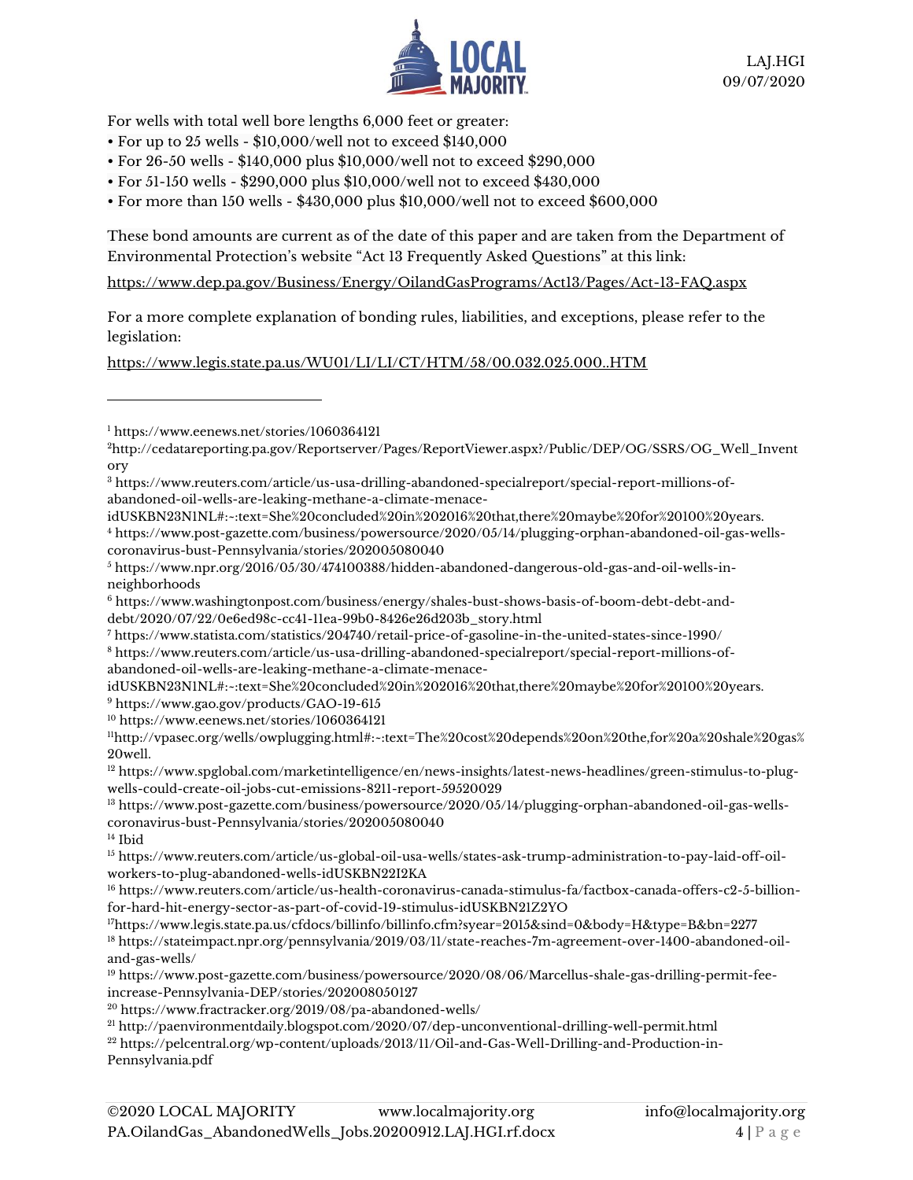For wells with total well bore lengths 6,000 feet or greater:

- For up to 25 wells - $10,000/well not to exceed $140,000
- For 26-50 wells - $140,000 plus $10,000/well not to exceed $290,000
- For 51-150 wells - $290,000 plus $10,000/well not to exceed $430,000
- For more than 150 wells - $430,000 plus $10,000/well not to exceed $600,000

These bond amounts are current as of the date of this paper and are taken from the Department of Environmental Protection's website "Act 13 Frequently Asked Questions" at this link:

https://www.dep.pa.gov/Business/Energy/OilandGasPrograms/Act13/Pages/Act-13-FAQ.aspx

For a more complete explanation of bonding rules, liabilities, and exceptions, please refer to the legislation:

https://www.legis.state.pa.us/WU01/LI/LI/CT/HTM/58/00.032.025.000..HTM

---

[1] https://www.eenews.net/stories/1060364121

[2] http://cedatareporting.pa.gov/Reportserver/Pages/ReportViewer.aspx?/Public/DEP/OG/SSRS/OG_Well_Inventory

[3] https://www.reuters.com/article/us-usa-drilling-abandoned-specialreport/special-report-millions-of-abandoned-oil-wells-are-leaking-methane-a-climate-menace-idUSKBN23N1NL#:~:text=She%20concluded%20in%202016%20that,there%20maybe%20for%20100%20years.

[4] https://www.post-gazette.com/business/powersource/2020/05/14/plugging-orphan-abandoned-oil-gas-wells-coronavirus-bust-Pennsylvania/stories/202005080040

[5] https://www.npr.org/2016/05/30/474100388/hidden-abandoned-dangerous-old-gas-and-oil-wells-in-neighborhoods

[6] https://www.washingtonpost.com/business/energy/shales-bust-shows-basis-of-boom-debt-debt-and-debt/2020/07/22/0e6ed98c-cc41-11ea-99b0-8426e26d203b_story.html

[7] https://www.statista.com/statistics/204740/retail-price-of-gasoline-in-the-united-states-since-1990/

[8] https://www.reuters.com/article/us-usa-drilling-abandoned-specialreport/special-report-millions-of-abandoned-oil-wells-are-leaking-methane-a-climate-menace-idUSKBN23N1NL#:~:text=She%20concluded%20in%202016%20that,there%20maybe%20for%20100%20years.

[9] https://www.gao.gov/products/GAO-19-615

[10] https://www.eenews.net/stories/1060364121

[11] http://vpasec.org/wells/owplugging.html#:~:text=The%20cost%20depends%20on%20the,for%20a%20shale%20gas%20well.

[12] https://www.spglobal.com/marketintelligence/en/news-insights/latest-news-headlines/green-stimulus-to-plug-wells-could-create-oil-jobs-cut-emissions-8211-report-59520029

[13] https://www.post-gazette.com/business/powersource/2020/05/14/plugging-orphan-abandoned-oil-gas-wells-coronavirus-bust-Pennsylvania/stories/202005080040

[14] Ibid

[15] https://www.reuters.com/article/us-global-oil-usa-wells/states-ask-trump-administration-to-pay-laid-off-oil-workers-to-plug-abandoned-wells-idUSKBN22I2KA

[16] https://www.reuters.com/article/us-health-coronavirus-canada-stimulus-fa/factbox-canada-offers-c2-5-billion-for-hard-hit-energy-sector-as-part-of-covid-19-stimulus-idUSKBN21Z2YO

[17] https://www.legis.state.pa.us/cfdocs/billinfo/billinfo.cfm?syear=2015&sind=0&body=H&type=B&bn=2277

[18] https://stateimpact.npr.org/pennsylvania/2019/03/11/state-reaches-7m-agreement-over-1400-abandoned-oil-and-gas-wells/

[19] https://www.post-gazette.com/business/powersource/2020/08/06/Marcellus-shale-gas-drilling-permit-fee-increase-Pennsylvania-DEP/stories/202008050127

[20] https://www.fractracker.org/2019/08/pa-abandoned-wells/

[21] http://paenvironmentdaily.blogspot.com/2020/07/dep-unconventional-drilling-well-permit.html

[22] https://pelcentral.org/wp-content/uploads/2013/11/Oil-and-Gas-Well-Drilling-and-Production-in-Pennsylvania.pdf